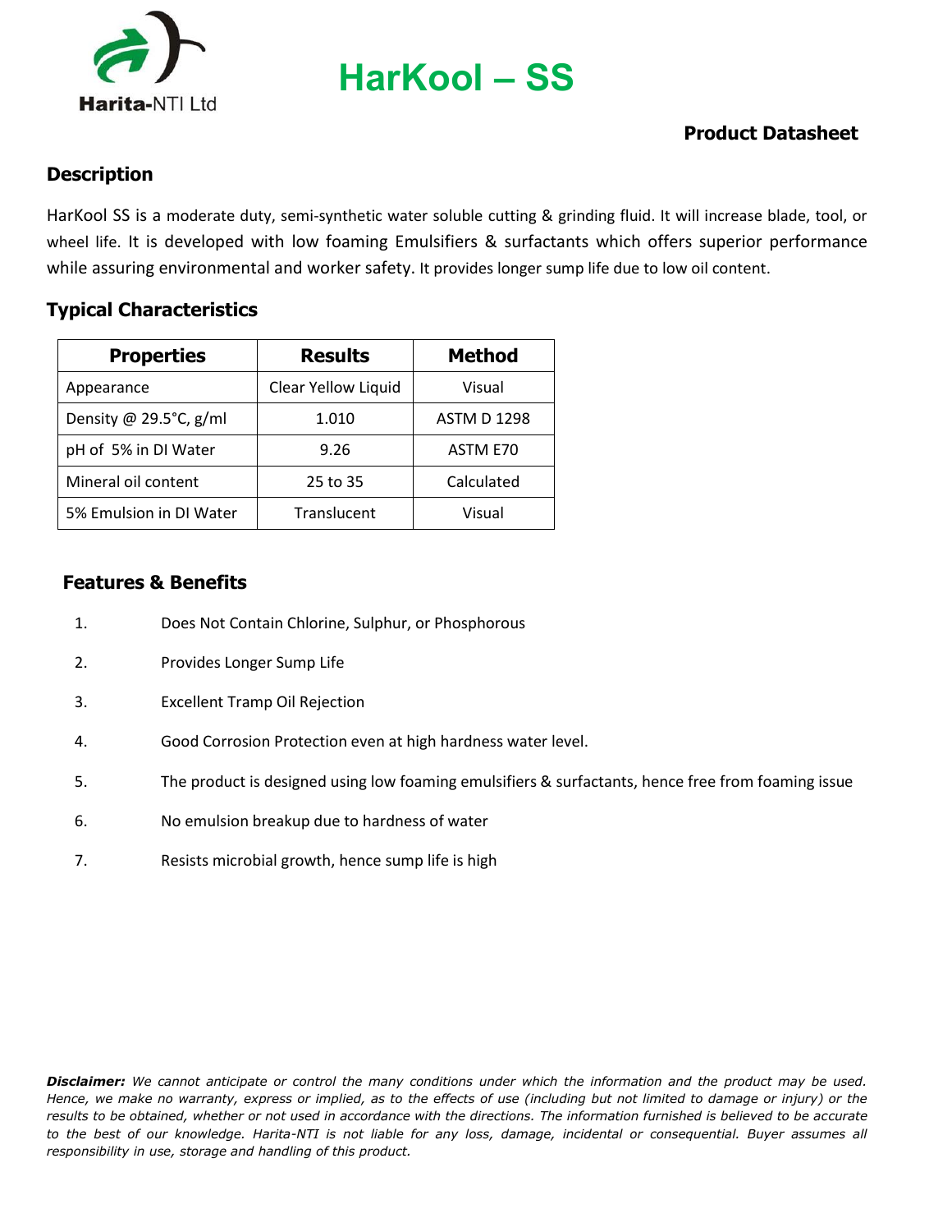Harita-NTI Ltd

# HarKool – SS

**Product Datasheet**

## Description

HarKool SS is a moderate duty, semi-synthetic water soluble cutting & grinding fluid. It will increase blade, tool, or wheel life. It is developed with low foaming Emulsifiers & surfactants which offers superior performance while assuring environmental and worker safety. It provides longer sump life due to low oil content.

## Typical Characteristics

| Properties | Results | Method |
|---|---|---|
| Appearance | Clear Yellow Liquid | Visual |
| Density @ 29.5°C, g/ml | 1.010 | ASTM D 1298 |
| pH of 5% in DI Water | 9.26 | ASTM E70 |
| Mineral oil content | 25 to 35 | Calculated |
| 5% Emulsion in DI Water | Translucent | Visual |

## Features & Benefits

1. Does Not Contain Chlorine, Sulphur, or Phosphorous
2. Provides Longer Sump Life
3. Excellent Tramp Oil Rejection
4. Good Corrosion Protection even at high hardness water level.
5. The product is designed using low foaming emulsifiers & surfactants, hence free from foaming issue
6. No emulsion breakup due to hardness of water
7. Resists microbial growth, hence sump life is high

***Disclaimer:*** *We cannot anticipate or control the many conditions under which the information and the product may be used. Hence, we make no warranty, express or implied, as to the effects of use (including but not limited to damage or injury) or the results to be obtained, whether or not used in accordance with the directions. The information furnished is believed to be accurate to the best of our knowledge. Harita-NTI is not liable for any loss, damage, incidental or consequential. Buyer assumes all responsibility in use, storage and handling of this product.*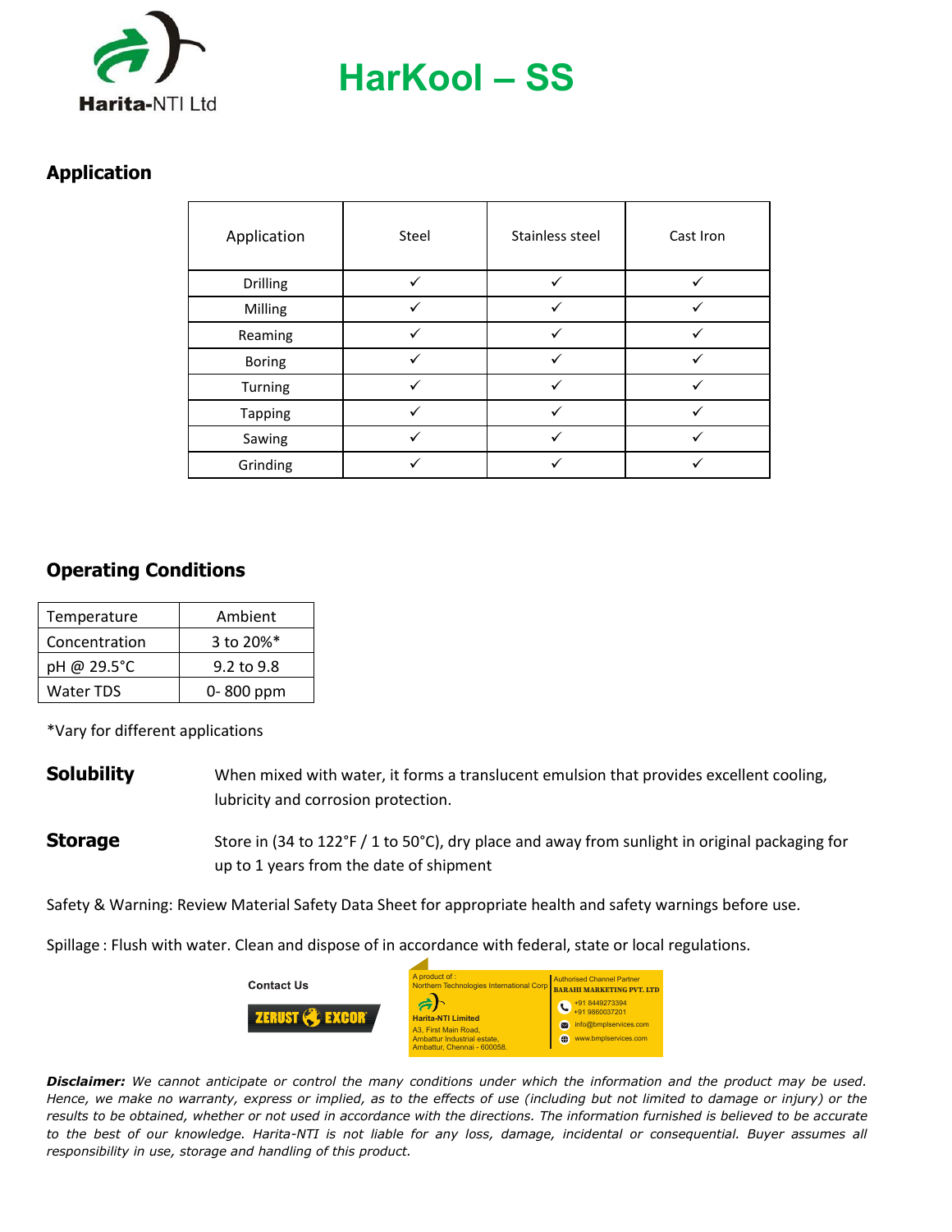Harita-NTI Ltd

# HarKool – SS

## Application

| Application | Steel | Stainless steel | Cast Iron |
|---|---|---|---|
| Drilling | ✓ | ✓ | ✓ |
| Milling | ✓ | ✓ | ✓ |
| Reaming | ✓ | ✓ | ✓ |
| Boring | ✓ | ✓ | ✓ |
| Turning | ✓ | ✓ | ✓ |
| Tapping | ✓ | ✓ | ✓ |
| Sawing | ✓ | ✓ | ✓ |
| Grinding | ✓ | ✓ | ✓ |

## Operating Conditions

| | |
|---|---|
| Temperature | Ambient |
| Concentration | 3 to 20%* |
| pH @ 29.5°C | 9.2 to 9.8 |
| Water TDS | 0- 800 ppm |

*Vary for different applications

**Solubility** When mixed with water, it forms a translucent emulsion that provides excellent cooling, lubricity and corrosion protection.

**Storage** Store in (34 to 122°F / 1 to 50°C), dry place and away from sunlight in original packaging for up to 1 years from the date of shipment

Safety & Warning: Review Material Safety Data Sheet for appropriate health and safety warnings before use.

Spillage : Flush with water. Clean and dispose of in accordance with federal, state or local regulations.

**Contact Us**

ZERUST EXCOR

A product of :
Northern Technologies International Corp

Harita-NTI Limited
A3, First Main Road,
Ambattur Industrial estate,
Ambattur, Chennai - 600058.

Authorised Channel Partner
BARAHI MARKETING PVT. LTD
+91 8449273394
+91 9860037201
info@bmplservices.com
www.bmplservices.com

***Disclaimer:*** *We cannot anticipate or control the many conditions under which the information and the product may be used. Hence, we make no warranty, express or implied, as to the effects of use (including but not limited to damage or injury) or the results to be obtained, whether or not used in accordance with the directions. The information furnished is believed to be accurate to the best of our knowledge. Harita-NTI is not liable for any loss, damage, incidental or consequential. Buyer assumes all responsibility in use, storage and handling of this product.*